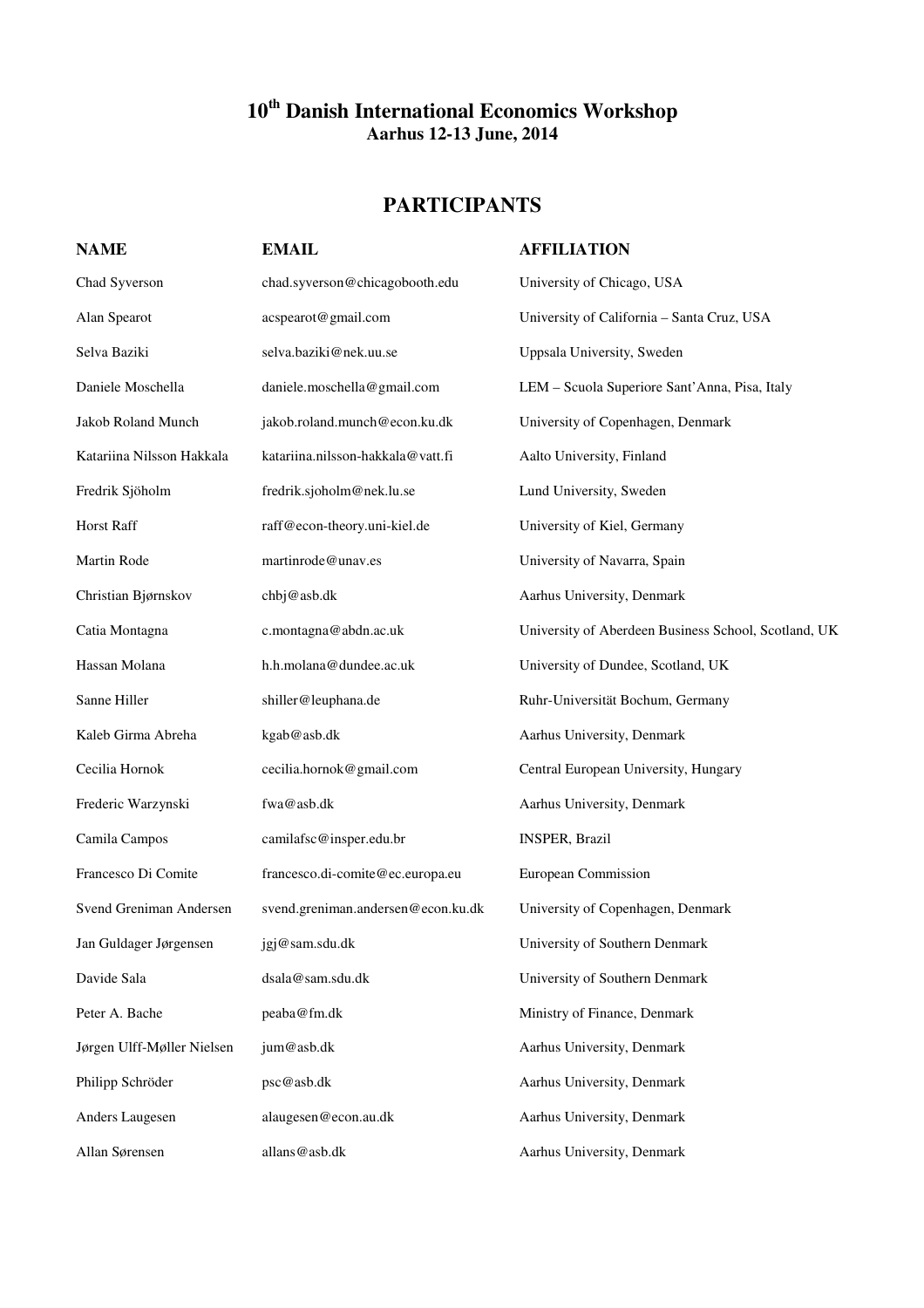# 10th Danish International Economics Workshop

**Aarhus 12-13 June, 2014**

## PARTICIPANTS

| NAME | EMAIL | AFFILIATION |
|---|---|---|
| Chad Syverson | chad.syverson@chicagobooth.edu | University of Chicago, USA |
| Alan Spearot | acspearot@gmail.com | University of California – Santa Cruz, USA |
| Selva Baziki | selva.baziki@nek.uu.se | Uppsala University, Sweden |
| Daniele Moschella | daniele.moschella@gmail.com | LEM – Scuola Superiore Sant'Anna, Pisa, Italy |
| Jakob Roland Munch | jakob.roland.munch@econ.ku.dk | University of Copenhagen, Denmark |
| Katariina Nilsson Hakkala | katariina.nilsson-hakkala@vatt.fi | Aalto University, Finland |
| Fredrik Sjöholm | fredrik.sjoholm@nek.lu.se | Lund University, Sweden |
| Horst Raff | raff@econ-theory.uni-kiel.de | University of Kiel, Germany |
| Martin Rode | martinrode@unav.es | University of Navarra, Spain |
| Christian Bjørnskov | chbj@asb.dk | Aarhus University, Denmark |
| Catia Montagna | c.montagna@abdn.ac.uk | University of Aberdeen Business School, Scotland, UK |
| Hassan Molana | h.h.molana@dundee.ac.uk | University of Dundee, Scotland, UK |
| Sanne Hiller | shiller@leuphana.de | Ruhr-Universität Bochum, Germany |
| Kaleb Girma Abreha | kgab@asb.dk | Aarhus University, Denmark |
| Cecilia Hornok | cecilia.hornok@gmail.com | Central European University, Hungary |
| Frederic Warzynski | fwa@asb.dk | Aarhus University, Denmark |
| Camila Campos | camilafsc@insper.edu.br | INSPER, Brazil |
| Francesco Di Comite | francesco.di-comite@ec.europa.eu | European Commission |
| Svend Greniman Andersen | svend.greniman.andersen@econ.ku.dk | University of Copenhagen, Denmark |
| Jan Guldager Jørgensen | jgj@sam.sdu.dk | University of Southern Denmark |
| Davide Sala | dsala@sam.sdu.dk | University of Southern Denmark |
| Peter A. Bache | peaba@fm.dk | Ministry of Finance, Denmark |
| Jørgen Ulff-Møller Nielsen | jum@asb.dk | Aarhus University, Denmark |
| Philipp Schröder | psc@asb.dk | Aarhus University, Denmark |
| Anders Laugesen | alaugesen@econ.au.dk | Aarhus University, Denmark |
| Allan Sørensen | allans@asb.dk | Aarhus University, Denmark |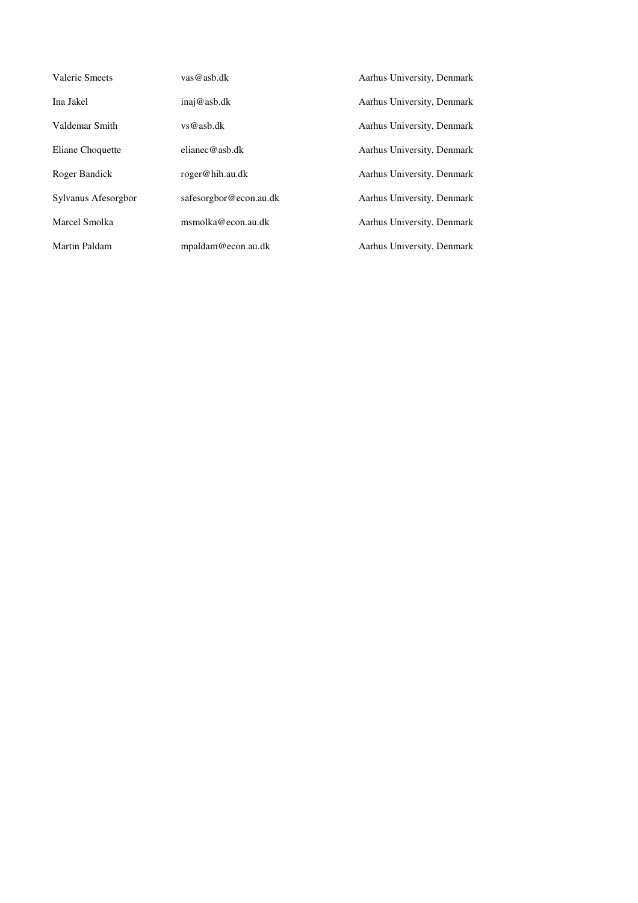| | | |
|---|---|---|
| Valerie Smeets | vas@asb.dk | Aarhus University, Denmark |
| Ina Jäkel | inaj@asb.dk | Aarhus University, Denmark |
| Valdemar Smith | vs@asb.dk | Aarhus University, Denmark |
| Eliane Choquette | elianec@asb.dk | Aarhus University, Denmark |
| Roger Bandick | roger@hih.au.dk | Aarhus University, Denmark |
| Sylvanus Afesorgbor | safesorgbor@econ.au.dk | Aarhus University, Denmark |
| Marcel Smolka | msmolka@econ.au.dk | Aarhus University, Denmark |
| Martin Paldam | mpaldam@econ.au.dk | Aarhus University, Denmark |